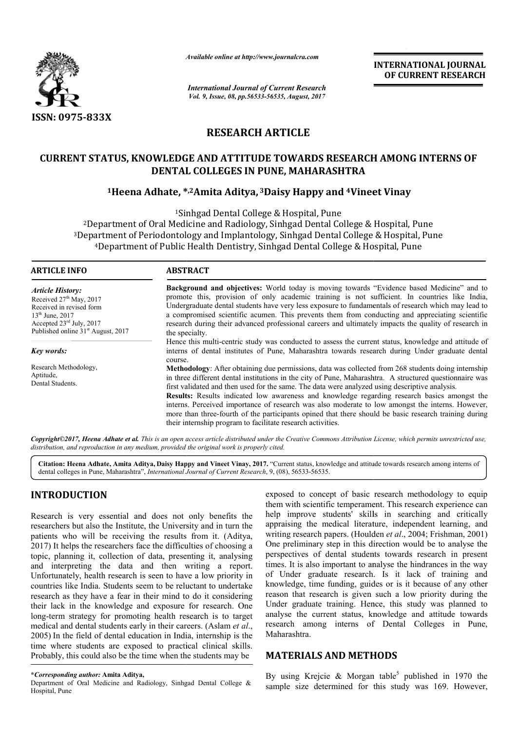**RESEARCH ARTICLE**

# CURRENT STATUS, KNOWLEDGE AND ATTITUDE TOWARDS RESEARCH AMONG INTERNS OF DENTAL COLLEGES IN PUNE, MAHARASHTRA

**[1]Heena Adhate, \*,[2]Amita Aditya, [3]Daisy Happy and [4]Vineet Vinay**

[1]Sinhgad Dental College & Hospital, Pune

[2]Department of Oral Medicine and Radiology, Sinhgad Dental College & Hospital, Pune

[3]Department of Periodontology and Implantology, Sinhgad Dental College & Hospital, Pune

[4]Department of Public Health Dentistry, Sinhgad Dental College & Hospital, Pune

## ARTICLE INFO

*Article History:*

Received 27th May, 2017
Received in revised form 13th June, 2017
Accepted 23rd July, 2017
Published online 31st August, 2017

*Key words:*

Research Methodology,
Aptitude,
Dental Students.

## ABSTRACT

**Background and objectives:** World today is moving towards "Evidence based Medicine" and to promote this, provision of only academic training is not sufficient. In countries like India, Undergraduate dental students have very less exposure to fundamentals of research which may lead to a compromised scientific acumen. This prevents them from conducting and appreciating scientific research during their advanced professional careers and ultimately impacts the quality of research in the specialty.

Hence this multi-centric study was conducted to assess the current status, knowledge and attitude of interns of dental institutes of Pune, Maharashtra towards research during Under graduate dental course.

**Methodology**: After obtaining due permissions, data was collected from 268 students doing internship in three different dental institutions in the city of Pune, Maharashtra. A structured questionnaire was first validated and then used for the same. The data were analyzed using descriptive analysis.

**Results:** Results indicated low awareness and knowledge regarding research basics amongst the interns. Perceived importance of research was also moderate to low amongst the interns. However, more than three-fourth of the participants opined that there should be basic research training during their internship program to facilitate research activities.

*Copyright©2017, Heena Adhate et al. This is an open access article distributed under the Creative Commons Attribution License, which permits unrestricted use, distribution, and reproduction in any medium, provided the original work is properly cited.*

**Citation: Heena Adhate, Amita Aditya, Daisy Happy and Vineet Vinay, 2017.** "Current status, knowledge and attitude towards research among interns of dental colleges in Pune, Maharashtra", *International Journal of Current Research*, 9, (08), 56533-56535.

## INTRODUCTION

Research is very essential and does not only benefits the researchers but also the Institute, the University and in turn the patients who will be receiving the results from it. (Aditya, 2017) It helps the researchers face the difficulties of choosing a topic, planning it, collection of data, presenting it, analysing and interpreting the data and then writing a report. Unfortunately, health research is seen to have a low priority in countries like India. Students seem to be reluctant to undertake research as they have a fear in their mind to do it considering their lack in the knowledge and exposure for research. One long-term strategy for promoting health research is to target medical and dental students early in their careers. (Aslam *et al*., 2005) In the field of dental education in India, internship is the time where students are exposed to practical clinical skills. Probably, this could also be the time when the students may be exposed to concept of basic research methodology to equip them with scientific temperament. This research experience can help improve students' skills in searching and critically appraising the medical literature, independent learning, and writing research papers. (Houlden *et al*., 2004; Frishman, 2001) One preliminary step in this direction would be to analyse the perspectives of dental students towards research in present times. It is also important to analyse the hindrances in the way of Under graduate research. Is it lack of training and knowledge, time funding, guides or is it because of any other reason that research is given such a low priority during the Under graduate training. Hence, this study was planned to analyse the current status, knowledge and attitude towards research among interns of Dental Colleges in Pune, Maharashtra.

## MATERIALS AND METHODS

By using Krejcie & Morgan table[5] published in 1970 the sample size determined for this study was 169. However,

**\*Corresponding author: Amita Aditya,**
Department of Oral Medicine and Radiology, Sinhgad Dental College & Hospital, Pune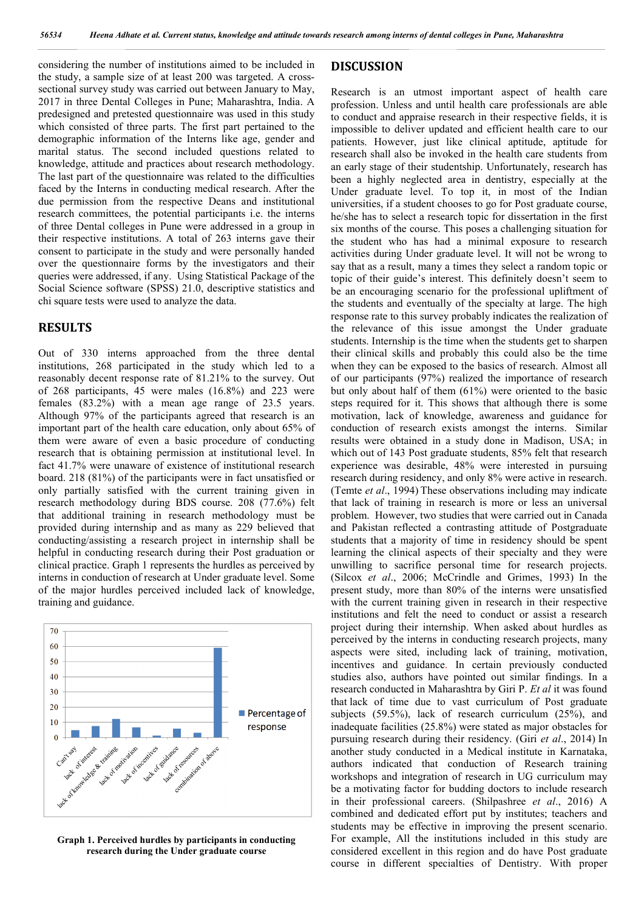considering the number of institutions aimed to be included in the study, a sample size of at least 200 was targeted. A cross-sectional survey study was carried out between January to May, 2017 in three Dental Colleges in Pune; Maharashtra, India. A predesigned and pretested questionnaire was used in this study which consisted of three parts. The first part pertained to the demographic information of the Interns like age, gender and marital status. The second included questions related to knowledge, attitude and practices about research methodology. The last part of the questionnaire was related to the difficulties faced by the Interns in conducting medical research. After the due permission from the respective Deans and institutional research committees, the potential participants i.e. the interns of three Dental colleges in Pune were addressed in a group in their respective institutions. A total of 263 interns gave their consent to participate in the study and were personally handed over the questionnaire forms by the investigators and their queries were addressed, if any. Using Statistical Package of the Social Science software (SPSS) 21.0, descriptive statistics and chi square tests were used to analyze the data.

## RESULTS

Out of 330 interns approached from the three dental institutions, 268 participated in the study which led to a reasonably decent response rate of 81.21% to the survey. Out of 268 participants, 45 were males (16.8%) and 223 were females (83.2%) with a mean age range of 23.5 years. Although 97% of the participants agreed that research is an important part of the health care education, only about 65% of them were aware of even a basic procedure of conducting research that is obtaining permission at institutional level. In fact 41.7% were unaware of existence of institutional research board. 218 (81%) of the participants were in fact unsatisfied or only partially satisfied with the current training given in research methodology during BDS course. 208 (77.6%) felt that additional training in research methodology must be provided during internship and as many as 229 believed that conducting/assisting a research project in internship shall be helpful in conducting research during their Post graduation or clinical practice. Graph 1 represents the hurdles as perceived by interns in conduction of research at Under graduate level. Some of the major hurdles perceived included lack of knowledge, training and guidance.

**Graph 1. Perceived hurdles by participants in conducting research during the Under graduate course**

## DISCUSSION

Research is an utmost important aspect of health care profession. Unless and until health care professionals are able to conduct and appraise research in their respective fields, it is impossible to deliver updated and efficient health care to our patients. However, just like clinical aptitude, aptitude for research shall also be invoked in the health care students from an early stage of their studentship. Unfortunately, research has been a highly neglected area in dentistry, especially at the Under graduate level. To top it, in most of the Indian universities, if a student chooses to go for Post graduate course, he/she has to select a research topic for dissertation in the first six months of the course. This poses a challenging situation for the student who has had a minimal exposure to research activities during Under graduate level. It will not be wrong to say that as a result, many a times they select a random topic or topic of their guide's interest. This definitely doesn't seem to be an encouraging scenario for the professional upliftment of the students and eventually of the specialty at large. The high response rate to this survey probably indicates the realization of the relevance of this issue amongst the Under graduate students. Internship is the time when the students get to sharpen their clinical skills and probably this could also be the time when they can be exposed to the basics of research. Almost all of our participants (97%) realized the importance of research but only about half of them (61%) were oriented to the basic steps required for it. This shows that although there is some motivation, lack of knowledge, awareness and guidance for conduction of research exists amongst the interns. Similar results were obtained in a study done in Madison, USA; in which out of 143 Post graduate students, 85% felt that research experience was desirable, 48% were interested in pursuing research during residency, and only 8% were active in research. (Temte *et al*., 1994) These observations including may indicate that lack of training in research is more or less an universal problem. However, two studies that were carried out in Canada and Pakistan reflected a contrasting attitude of Postgraduate students that a majority of time in residency should be spent learning the clinical aspects of their specialty and they were unwilling to sacrifice personal time for research projects. (Silcox *et al*., 2006; McCrindle and Grimes, 1993) In the present study, more than 80% of the interns were unsatisfied with the current training given in research in their respective institutions and felt the need to conduct or assist a research project during their internship. When asked about hurdles as perceived by the interns in conducting research projects, many aspects were sited, including lack of training, motivation, incentives and guidance. In certain previously conducted studies also, authors have pointed out similar findings. In a research conducted in Maharashtra by Giri P. *Et al* it was found that lack of time due to vast curriculum of Post graduate subjects (59.5%), lack of research curriculum (25%), and inadequate facilities (25.8%) were stated as major obstacles for pursuing research during their residency. (Giri *et al*., 2014) In another study conducted in a Medical institute in Karnataka, authors indicated that conduction of Research training workshops and integration of research in UG curriculum may be a motivating factor for budding doctors to include research in their professional careers. (Shilpashree *et al*., 2016) A combined and dedicated effort put by institutes; teachers and students may be effective in improving the present scenario. For example, All the institutions included in this study are considered excellent in this region and do have Post graduate course in different specialties of Dentistry. With proper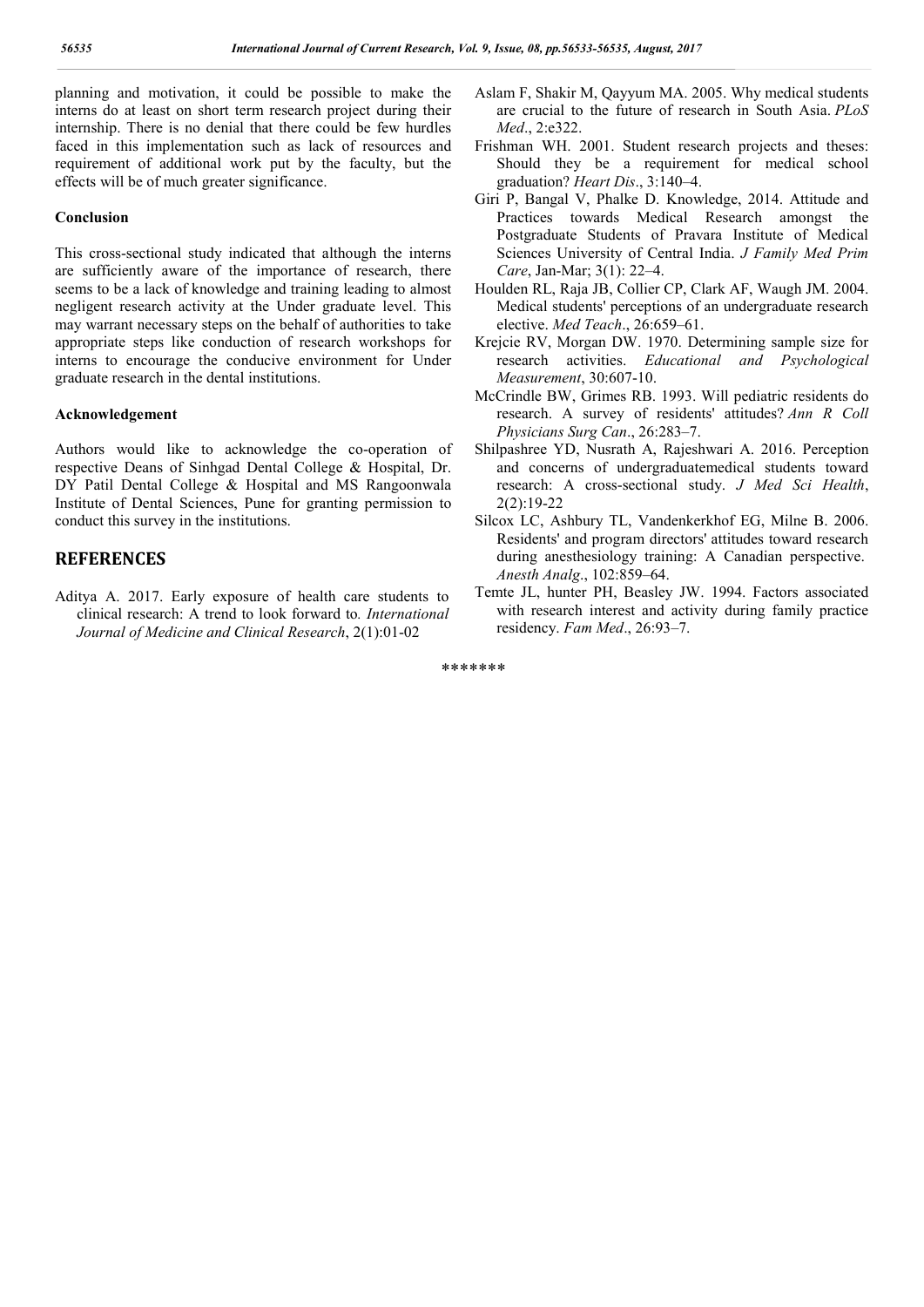planning and motivation, it could be possible to make the interns do at least on short term research project during their internship. There is no denial that there could be few hurdles faced in this implementation such as lack of resources and requirement of additional work put by the faculty, but the effects will be of much greater significance.

## Conclusion

This cross-sectional study indicated that although the interns are sufficiently aware of the importance of research, there seems to be a lack of knowledge and training leading to almost negligent research activity at the Under graduate level. This may warrant necessary steps on the behalf of authorities to take appropriate steps like conduction of research workshops for interns to encourage the conducive environment for Under graduate research in the dental institutions.

## Acknowledgement

Authors would like to acknowledge the co-operation of respective Deans of Sinhgad Dental College & Hospital, Dr. DY Patil Dental College & Hospital and MS Rangoonwala Institute of Dental Sciences, Pune for granting permission to conduct this survey in the institutions.

## REFERENCES

Aditya A. 2017. Early exposure of health care students to clinical research: A trend to look forward to. *International Journal of Medicine and Clinical Research*, 2(1):01-02

Aslam F, Shakir M, Qayyum MA. 2005. Why medical students are crucial to the future of research in South Asia. *PLoS Med*., 2:e322.

Frishman WH. 2001. Student research projects and theses: Should they be a requirement for medical school graduation? *Heart Dis*., 3:140–4.

Giri P, Bangal V, Phalke D. Knowledge, 2014. Attitude and Practices towards Medical Research amongst the Postgraduate Students of Pravara Institute of Medical Sciences University of Central India. *J Family Med Prim Care*, Jan-Mar; 3(1): 22–4.

Houlden RL, Raja JB, Collier CP, Clark AF, Waugh JM. 2004. Medical students' perceptions of an undergraduate research elective. *Med Teach*., 26:659–61.

Krejcie RV, Morgan DW. 1970. Determining sample size for research activities. *Educational and Psychological Measurement*, 30:607-10.

McCrindle BW, Grimes RB. 1993. Will pediatric residents do research. A survey of residents' attitudes? *Ann R Coll Physicians Surg Can*., 26:283–7.

Shilpashree YD, Nusrath A, Rajeshwari A. 2016. Perception and concerns of undergraduatemedical students toward research: A cross-sectional study. *J Med Sci Health*, 2(2):19-22

Silcox LC, Ashbury TL, Vandenkerkhof EG, Milne B. 2006. Residents' and program directors' attitudes toward research during anesthesiology training: A Canadian perspective. *Anesth Analg*., 102:859–64.

Temte JL, hunter PH, Beasley JW. 1994. Factors associated with research interest and activity during family practice residency. *Fam Med*., 26:93–7.

*******